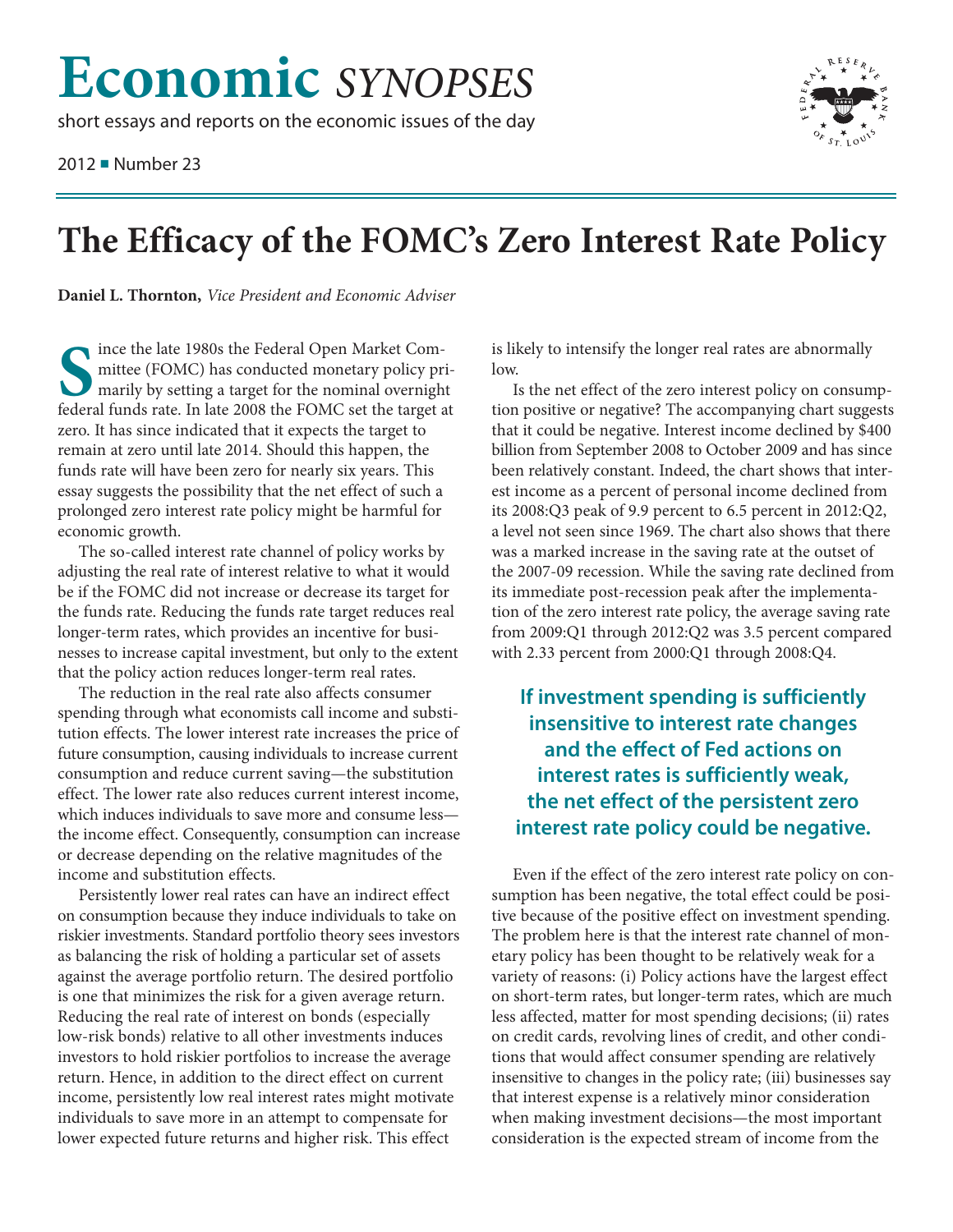# Economic *SYNOPSES*

short essays and reports on the economic issues of the day

2012 ■ Number 23

# The Efficacy of the FOMC's Zero Interest Rate Policy

**Daniel L. Thornton,** *Vice President and Economic Adviser*

Since the late 1980s the Federal Open Market Committee (FOMC) has conducted monetary policy primarily by setting a target for the nominal overnight federal funds rate. In late 2008 the FOMC set the target at zero. It has since indicated that it expects the target to remain at zero until late 2014. Should this happen, the funds rate will have been zero for nearly six years. This essay suggests the possibility that the net effect of such a prolonged zero interest rate policy might be harmful for economic growth.

The so-called interest rate channel of policy works by adjusting the real rate of interest relative to what it would be if the FOMC did not increase or decrease its target for the funds rate. Reducing the funds rate target reduces real longer-term rates, which provides an incentive for businesses to increase capital investment, but only to the extent that the policy action reduces longer-term real rates.

The reduction in the real rate also affects consumer spending through what economists call income and substitution effects. The lower interest rate increases the price of future consumption, causing individuals to increase current consumption and reduce current saving—the substitution effect. The lower rate also reduces current interest income, which induces individuals to save more and consume less—the income effect. Consequently, consumption can increase or decrease depending on the relative magnitudes of the income and substitution effects.

Persistently lower real rates can have an indirect effect on consumption because they induce individuals to take on riskier investments. Standard portfolio theory sees investors as balancing the risk of holding a particular set of assets against the average portfolio return. The desired portfolio is one that minimizes the risk for a given average return. Reducing the real rate of interest on bonds (especially low-risk bonds) relative to all other investments induces investors to hold riskier portfolios to increase the average return. Hence, in addition to the direct effect on current income, persistently low real interest rates might motivate individuals to save more in an attempt to compensate for lower expected future returns and higher risk. This effect is likely to intensify the longer real rates are abnormally low.

Is the net effect of the zero interest policy on consumption positive or negative? The accompanying chart suggests that it could be negative. Interest income declined by $400 billion from September 2008 to October 2009 and has since been relatively constant. Indeed, the chart shows that interest income as a percent of personal income declined from its 2008:Q3 peak of 9.9 percent to 6.5 percent in 2012:Q2, a level not seen since 1969. The chart also shows that there was a marked increase in the saving rate at the outset of the 2007-09 recession. While the saving rate declined from its immediate post-recession peak after the implementation of the zero interest rate policy, the average saving rate from 2009:Q1 through 2012:Q2 was 3.5 percent compared with 2.33 percent from 2000:Q1 through 2008:Q4.

> **If investment spending is sufficiently insensitive to interest rate changes and the effect of Fed actions on interest rates is sufficiently weak, the net effect of the persistent zero interest rate policy could be negative.**

Even if the effect of the zero interest rate policy on consumption has been negative, the total effect could be positive because of the positive effect on investment spending. The problem here is that the interest rate channel of monetary policy has been thought to be relatively weak for a variety of reasons: (i) Policy actions have the largest effect on short-term rates, but longer-term rates, which are much less affected, matter for most spending decisions; (ii) rates on credit cards, revolving lines of credit, and other conditions that would affect consumer spending are relatively insensitive to changes in the policy rate; (iii) businesses say that interest expense is a relatively minor consideration when making investment decisions—the most important consideration is the expected stream of income from the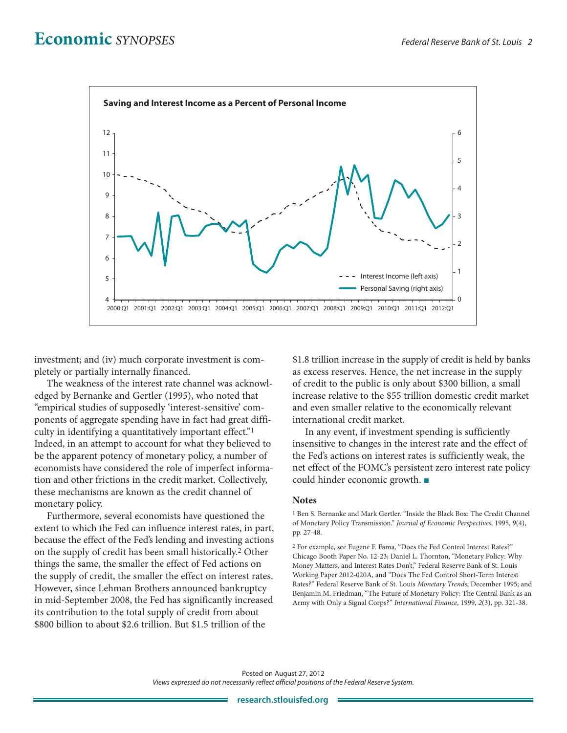**Saving and Interest Income as a Percent of Personal Income**

12
11
10
9
8
7
6
5
4

6
5
4
3
2
1
0

2000:Q1 2001:Q1 2002:Q1 2003:Q1 2004:Q1 2005:Q1 2006:Q1 2007:Q1 2008:Q1 2009:Q1 2010:Q1 2011:Q1 2012:Q1

Interest Income (left axis)
Personal Saving (right axis)

investment; and (iv) much corporate investment is completely or partially internally financed.

The weakness of the interest rate channel was acknowledged by Bernanke and Gertler (1995), who noted that "empirical studies of supposedly 'interest-sensitive' components of aggregate spending have in fact had great difficulty in identifying a quantitatively important effect."[1] Indeed, in an attempt to account for what they believed to be the apparent potency of monetary policy, a number of economists have considered the role of imperfect information and other frictions in the credit market. Collectively, these mechanisms are known as the credit channel of monetary policy.

Furthermore, several economists have questioned the extent to which the Fed can influence interest rates, in part, because the effect of the Fed's lending and investing actions on the supply of credit has been small historically.[2] Other things the same, the smaller the effect of Fed actions on the supply of credit, the smaller the effect on interest rates. However, since Lehman Brothers announced bankruptcy in mid-September 2008, the Fed has significantly increased its contribution to the total supply of credit from about $800 billion to about $2.6 trillion. But $1.5 trillion of the $1.8 trillion increase in the supply of credit is held by banks as excess reserves. Hence, the net increase in the supply of credit to the public is only about $300 billion, a small increase relative to the $55 trillion domestic credit market and even smaller relative to the economically relevant international credit market.

In any event, if investment spending is sufficiently insensitive to changes in the interest rate and the effect of the Fed's actions on interest rates is sufficiently weak, the net effect of the FOMC's persistent zero interest rate policy could hinder economic growth. ■

## Notes

[1] Ben S. Bernanke and Mark Gertler. "Inside the Black Box: The Credit Channel of Monetary Policy Transmission." *Journal of Economic Perspectives*, 1995, *9*(4), pp. 27-48.

[2] For example, see Eugene F. Fama, "Does the Fed Control Interest Rates?" Chicago Booth Paper No. 12-23; Daniel L. Thornton, "Monetary Policy: Why Money Matters, and Interest Rates Don't," Federal Reserve Bank of St. Louis Working Paper 2012-020A, and "Does The Fed Control Short-Term Interest Rates?" Federal Reserve Bank of St. Louis *Monetary Trends*, December 1995; and Benjamin M. Friedman, "The Future of Monetary Policy: The Central Bank as an Army with Only a Signal Corps?" *International Finance*, 1999, *2*(3), pp. 321-38.

Posted on August 27, 2012
*Views expressed do not necessarily reflect official positions of the Federal Reserve System.*